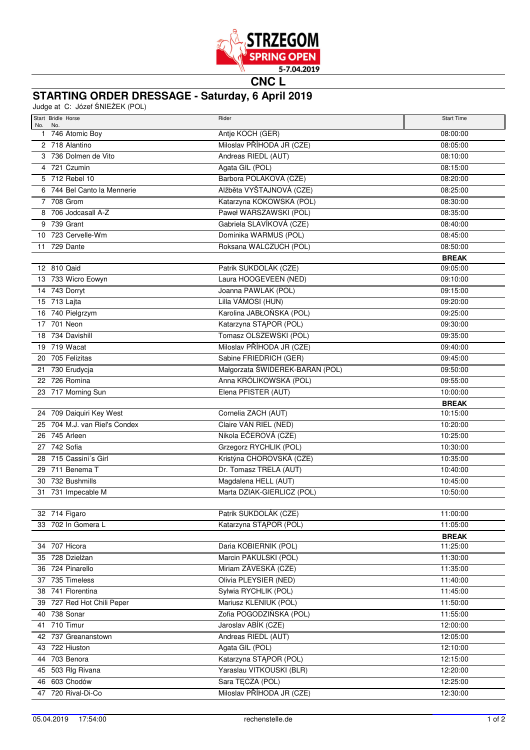STRZEGOM SPRING OPEN 5-7.04.2019

# CNC L

## STARTING ORDER DRESSAGE - Saturday, 6 April 2019

Judge at C: Józef ŚNIEŻEK (POL)

| Start No. | Bridle No. | Horse | Rider | Start Time |
|---|---|---|---|---|
| 1 | 746 | Atomic Boy | Antje KOCH (GER) | 08:00:00 |
| 2 | 718 | Alantino | Miloslav PŘÍHODA JR (CZE) | 08:05:00 |
| 3 | 736 | Dolmen de Vito | Andreas RIEDL (AUT) | 08:10:00 |
| 4 | 721 | Czumin | Agata GIL (POL) | 08:15:00 |
| 5 | 712 | Rebel 10 | Barbora POLÁKOVÁ (CZE) | 08:20:00 |
| 6 | 744 | Bel Canto la Mennerie | Alžběta VYŠTAJNOVÁ (CZE) | 08:25:00 |
| 7 | 708 | Grom | Katarzyna KOKOWSKA (POL) | 08:30:00 |
| 8 | 706 | Jodcasall A-Z | Paweł WARSZAWSKI (POL) | 08:35:00 |
| 9 | 739 | Grant | Gabriela SLAVÍKOVÁ (CZE) | 08:40:00 |
| 10 | 723 | Cervelle-Wm | Dominika WARMUS (POL) | 08:45:00 |
| 11 | 729 | Dante | Roksana WALCZUCH (POL) | 08:50:00 |
| | | | | **BREAK** |
| 12 | 810 | Qaid | Patrik SUKDOLÁK (CZE) | 09:05:00 |
| 13 | 733 | Wicro Eowyn | Laura HOOGEVEEN (NED) | 09:10:00 |
| 14 | 743 | Dorryt | Joanna PAWLAK (POL) | 09:15:00 |
| 15 | 713 | Lajta | Lilla VÁMOSI (HUN) | 09:20:00 |
| 16 | 740 | Pielgrzym | Karolina JABŁOŃSKA (POL) | 09:25:00 |
| 17 | 701 | Neon | Katarzyna STĄPOR (POL) | 09:30:00 |
| 18 | 734 | Davishill | Tomasz OLSZEWSKI (POL) | 09:35:00 |
| 19 | 719 | Wacat | Miloslav PŘÍHODA JR (CZE) | 09:40:00 |
| 20 | 705 | Felizitas | Sabine FRIEDRICH (GER) | 09:45:00 |
| 21 | 730 | Erudycja | Małgorzata ŚWIDEREK-BARAN (POL) | 09:50:00 |
| 22 | 726 | Romina | Anna KRÓLIKOWSKA (POL) | 09:55:00 |
| 23 | 717 | Morning Sun | Elena PFISTER (AUT) | 10:00:00 |
| | | | | **BREAK** |
| 24 | 709 | Daiquiri Key West | Cornelia ZACH (AUT) | 10:15:00 |
| 25 | 704 | M.J. van Riel's Condex | Claire VAN RIEL (NED) | 10:20:00 |
| 26 | 745 | Arleen | Nikola EČEROVÁ (CZE) | 10:25:00 |
| 27 | 742 | Sofia | Grzegorz RYCHLIK (POL) | 10:30:00 |
| 28 | 715 | Cassini´s Girl | Kristýna CHOROVSKÁ (CZE) | 10:35:00 |
| 29 | 711 | Benema T | Dr. Tomasz TRELA (AUT) | 10:40:00 |
| 30 | 732 | Bushmills | Magdalena HELL (AUT) | 10:45:00 |
| 31 | 731 | Impecable M | Marta DZIAK-GIERLICZ (POL) | 10:50:00 |
| | | | | |
| 32 | 714 | Figaro | Patrik SUKDOLÁK (CZE) | 11:00:00 |
| 33 | 702 | In Gomera L | Katarzyna STĄPOR (POL) | 11:05:00 |
| | | | | **BREAK** |
| 34 | 707 | Hicora | Daria KOBIERNIK (POL) | 11:25:00 |
| 35 | 728 | Dzielżan | Marcin PAKULSKI (POL) | 11:30:00 |
| 36 | 724 | Pinarello | Miriam ZÁVESKÁ (CZE) | 11:35:00 |
| 37 | 735 | Timeless | Olivia PLEYSIER (NED) | 11:40:00 |
| 38 | 741 | Florentina | Sylwia RYCHLIK (POL) | 11:45:00 |
| 39 | 727 | Red Hot Chili Peper | Mariusz KLENIUK (POL) | 11:50:00 |
| 40 | 738 | Sonar | Zofia POGODZIŃSKA (POL) | 11:55:00 |
| 41 | 710 | Timur | Jaroslav ABÍK (CZE) | 12:00:00 |
| 42 | 737 | Greananstown | Andreas RIEDL (AUT) | 12:05:00 |
| 43 | 722 | Hiuston | Agata GIL (POL) | 12:10:00 |
| 44 | 703 | Benora | Katarzyna STĄPOR (POL) | 12:15:00 |
| 45 | 503 | Rlg Rivana | Yaraslau VITKOUSKI (BLR) | 12:20:00 |
| 46 | 603 | Chodów | Sara TĘCZA (POL) | 12:25:00 |
| 47 | 720 | Rival-Di-Co | Miloslav PŘÍHODA JR (CZE) | 12:30:00 |

05.04.2019 17:54:00 rechenstelle.de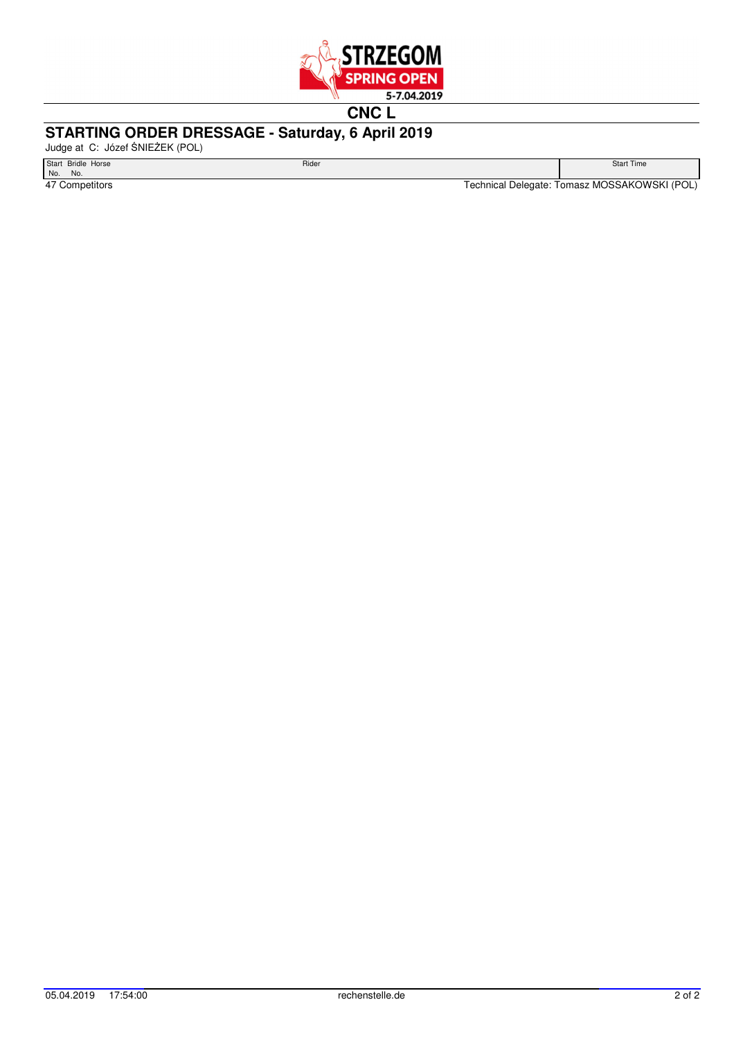STRZEGOM SPRING OPEN 5-7.04.2019

**CNC L**

## STARTING ORDER DRESSAGE - Saturday, 6 April 2019

Judge at C: Józef ŚNIEŻEK (POL)

| Start No. | Bridle No. | Horse | Rider | Start Time |
|---|---|---|---|---|

47 Competitors

Technical Delegate: Tomasz MOSSAKOWSKI (POL)

05.04.2019 17:54:00

rechenstelle.de